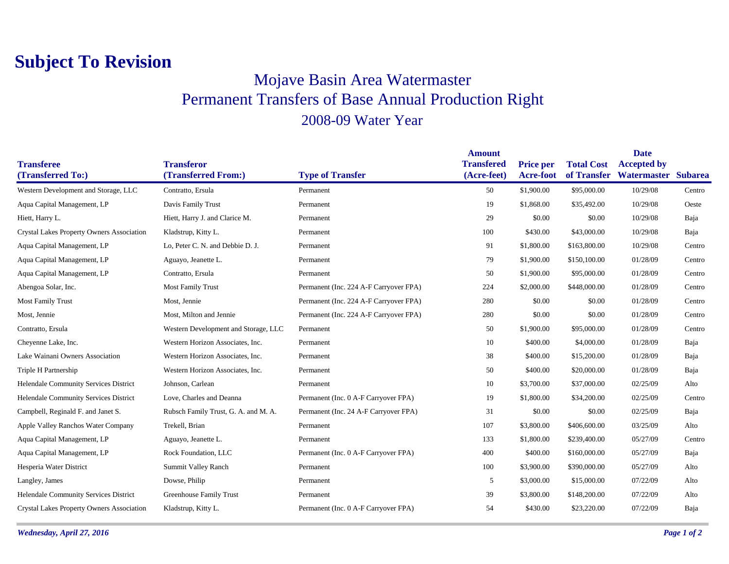# Subject To Revision

## Mojave Basin Area Watermaster
## Permanent Transfers of Base Annual Production Right
## 2008-09 Water Year

| Transferee (Transferred To:) | Transferor (Transferred From:) | Type of Transfer | Amount Transfered (Acre-feet) | Price per Acre-foot | Total Cost of Transfer | Date Accepted by Watermaster | Subarea |
|---|---|---|---|---|---|---|---|
| Western Development and Storage, LLC | Contratto, Ersula | Permanent | 50 | $1,900.00 | $95,000.00 | 10/29/08 | Centro |
| Aqua Capital Management, LP | Davis Family Trust | Permanent | 19 | $1,868.00 | $35,492.00 | 10/29/08 | Oeste |
| Hiett, Harry L. | Hiett, Harry J. and Clarice M. | Permanent | 29 | $0.00 | $0.00 | 10/29/08 | Baja |
| Crystal Lakes Property Owners Association | Kladstrup, Kitty L. | Permanent | 100 | $430.00 | $43,000.00 | 10/29/08 | Baja |
| Aqua Capital Management, LP | Lo, Peter C. N. and Debbie D. J. | Permanent | 91 | $1,800.00 | $163,800.00 | 10/29/08 | Centro |
| Aqua Capital Management, LP | Aguayo, Jeanette L. | Permanent | 79 | $1,900.00 | $150,100.00 | 01/28/09 | Centro |
| Aqua Capital Management, LP | Contratto, Ersula | Permanent | 50 | $1,900.00 | $95,000.00 | 01/28/09 | Centro |
| Abengoa Solar, Inc. | Most Family Trust | Permanent (Inc. 224 A-F Carryover FPA) | 224 | $2,000.00 | $448,000.00 | 01/28/09 | Centro |
| Most Family Trust | Most, Jennie | Permanent (Inc. 224 A-F Carryover FPA) | 280 | $0.00 | $0.00 | 01/28/09 | Centro |
| Most, Jennie | Most, Milton and Jennie | Permanent (Inc. 224 A-F Carryover FPA) | 280 | $0.00 | $0.00 | 01/28/09 | Centro |
| Contratto, Ersula | Western Development and Storage, LLC | Permanent | 50 | $1,900.00 | $95,000.00 | 01/28/09 | Centro |
| Cheyenne Lake, Inc. | Western Horizon Associates, Inc. | Permanent | 10 | $400.00 | $4,000.00 | 01/28/09 | Baja |
| Lake Wainani Owners Association | Western Horizon Associates, Inc. | Permanent | 38 | $400.00 | $15,200.00 | 01/28/09 | Baja |
| Triple H Partnership | Western Horizon Associates, Inc. | Permanent | 50 | $400.00 | $20,000.00 | 01/28/09 | Baja |
| Helendale Community Services District | Johnson, Carlean | Permanent | 10 | $3,700.00 | $37,000.00 | 02/25/09 | Alto |
| Helendale Community Services District | Love, Charles and Deanna | Permanent (Inc. 0 A-F Carryover FPA) | 19 | $1,800.00 | $34,200.00 | 02/25/09 | Centro |
| Campbell, Reginald F. and Janet S. | Rubsch Family Trust, G. A. and M. A. | Permanent (Inc. 24 A-F Carryover FPA) | 31 | $0.00 | $0.00 | 02/25/09 | Baja |
| Apple Valley Ranchos Water Company | Trekell, Brian | Permanent | 107 | $3,800.00 | $406,600.00 | 03/25/09 | Alto |
| Aqua Capital Management, LP | Aguayo, Jeanette L. | Permanent | 133 | $1,800.00 | $239,400.00 | 05/27/09 | Centro |
| Aqua Capital Management, LP | Rock Foundation, LLC | Permanent (Inc. 0 A-F Carryover FPA) | 400 | $400.00 | $160,000.00 | 05/27/09 | Baja |
| Hesperia Water District | Summit Valley Ranch | Permanent | 100 | $3,900.00 | $390,000.00 | 05/27/09 | Alto |
| Langley, James | Dowse, Philip | Permanent | 5 | $3,000.00 | $15,000.00 | 07/22/09 | Alto |
| Helendale Community Services District | Greenhouse Family Trust | Permanent | 39 | $3,800.00 | $148,200.00 | 07/22/09 | Alto |
| Crystal Lakes Property Owners Association | Kladstrup, Kitty L. | Permanent (Inc. 0 A-F Carryover FPA) | 54 | $430.00 | $23,220.00 | 07/22/09 | Baja |

*Wednesday, April 27, 2016*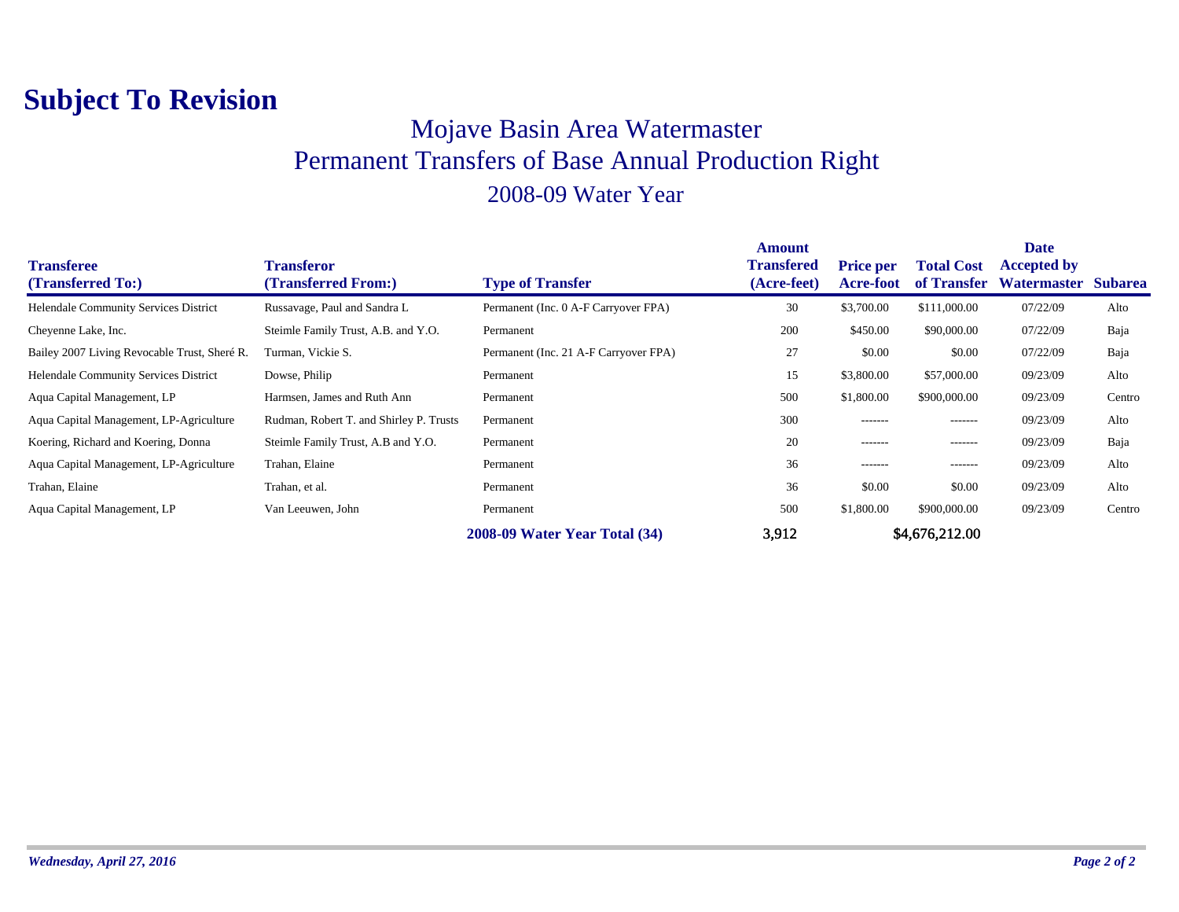# Subject To Revision

## Mojave Basin Area Watermaster
## Permanent Transfers of Base Annual Production Right
## 2008-09 Water Year

| Transferee (Transferred To:) | Transferor (Transferred From:) | Type of Transfer | Amount Transfered (Acre-feet) | Price per Acre-foot | Total Cost of Transfer | Date Accepted by Watermaster | Subarea |
|---|---|---|---|---|---|---|---|
| Helendale Community Services District | Russavage, Paul and Sandra L | Permanent (Inc. 0 A-F Carryover FPA) | 30 | $3,700.00 | $111,000.00 | 07/22/09 | Alto |
| Cheyenne Lake, Inc. | Steimle Family Trust, A.B. and Y.O. | Permanent | 200 | $450.00 | $90,000.00 | 07/22/09 | Baja |
| Bailey 2007 Living Revocable Trust, Sheré R. | Turman, Vickie S. | Permanent (Inc. 21 A-F Carryover FPA) | 27 | $0.00 | $0.00 | 07/22/09 | Baja |
| Helendale Community Services District | Dowse, Philip | Permanent | 15 | $3,800.00 | $57,000.00 | 09/23/09 | Alto |
| Aqua Capital Management, LP | Harmsen, James and Ruth Ann | Permanent | 500 | $1,800.00 | $900,000.00 | 09/23/09 | Centro |
| Aqua Capital Management, LP-Agriculture | Rudman, Robert T. and Shirley P. Trusts | Permanent | 300 | ------- | ------- | 09/23/09 | Alto |
| Koering, Richard and Koering, Donna | Steimle Family Trust, A.B and Y.O. | Permanent | 20 | ------- | ------- | 09/23/09 | Baja |
| Aqua Capital Management, LP-Agriculture | Trahan, Elaine | Permanent | 36 | ------- | ------- | 09/23/09 | Alto |
| Trahan, Elaine | Trahan, et al. | Permanent | 36 | $0.00 | $0.00 | 09/23/09 | Alto |
| Aqua Capital Management, LP | Van Leeuwen, John | Permanent | 500 | $1,800.00 | $900,000.00 | 09/23/09 | Centro |
| | | **2008-09 Water Year Total (34)** | 3,912 | | $4,676,212.00 | | |

*Wednesday, April 27, 2016*